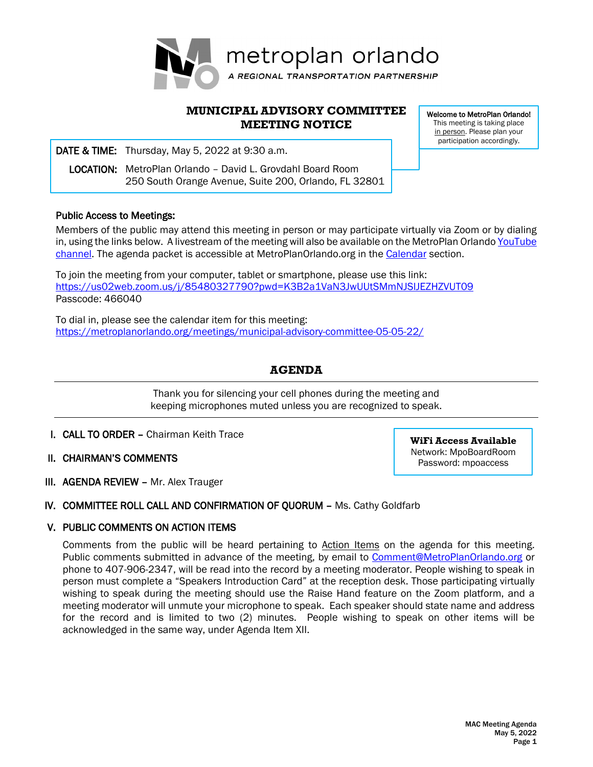metroplan orlando

*A REGIONAL TRANSPORTATION PARTNERSHIP*

# MUNICIPAL ADVISORY COMMITTEE MEETING NOTICE

**Welcome to MetroPlan Orlando!**
This meeting is taking place in person. Please plan your participation accordingly.

**DATE & TIME:** Thursday, May 5, 2022 at 9:30 a.m.

**LOCATION:** MetroPlan Orlando – David L. Grovdahl Board Room
250 South Orange Avenue, Suite 200, Orlando, FL 32801

**Public Access to Meetings:**

Members of the public may attend this meeting in person or may participate virtually via Zoom or by dialing in, using the links below. A livestream of the meeting will also be available on the MetroPlan Orlando YouTube channel. The agenda packet is accessible at MetroPlanOrlando.org in the Calendar section.

To join the meeting from your computer, tablet or smartphone, please use this link:
https://us02web.zoom.us/j/85480327790?pwd=K3B2a1VaN3JwUUtSMmNJSlJEZHZVUT09
Passcode: 466040

To dial in, please see the calendar item for this meeting:
https://metroplanorlando.org/meetings/municipal-advisory-committee-05-05-22/

## AGENDA

Thank you for silencing your cell phones during the meeting and keeping microphones muted unless you are recognized to speak.

**WiFi Access Available**
Network: MpoBoardRoom
Password: mpoaccess

I. **CALL TO ORDER** – Chairman Keith Trace

II. **CHAIRMAN'S COMMENTS**

III. **AGENDA REVIEW** – Mr. Alex Trauger

IV. **COMMITTEE ROLL CALL AND CONFIRMATION OF QUORUM** – Ms. Cathy Goldfarb

V. **PUBLIC COMMENTS ON ACTION ITEMS**

Comments from the public will be heard pertaining to Action Items on the agenda for this meeting. Public comments submitted in advance of the meeting, by email to Comment@MetroPlanOrlando.org or phone to 407-906-2347, will be read into the record by a meeting moderator. People wishing to speak in person must complete a "Speakers Introduction Card" at the reception desk. Those participating virtually wishing to speak during the meeting should use the Raise Hand feature on the Zoom platform, and a meeting moderator will unmute your microphone to speak. Each speaker should state name and address for the record and is limited to two (2) minutes. People wishing to speak on other items will be acknowledged in the same way, under Agenda Item XII.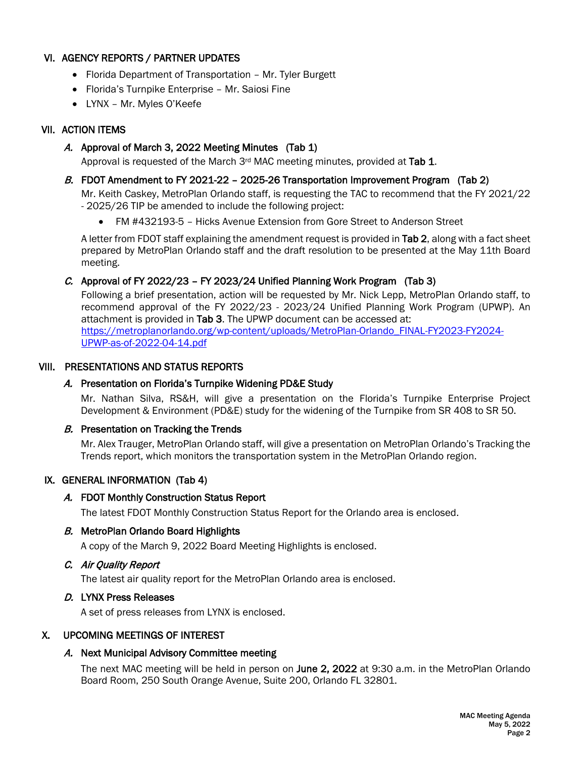## VI. AGENCY REPORTS / PARTNER UPDATES

- Florida Department of Transportation – Mr. Tyler Burgett
- Florida's Turnpike Enterprise – Mr. Saiosi Fine
- LYNX – Mr. Myles O'Keefe

## VII. ACTION ITEMS

### *A.* Approval of March 3, 2022 Meeting Minutes (Tab 1)

Approval is requested of the March 3rd MAC meeting minutes, provided at **Tab 1**.

### *B.* FDOT Amendment to FY 2021-22 – 2025-26 Transportation Improvement Program (Tab 2)

Mr. Keith Caskey, MetroPlan Orlando staff, is requesting the TAC to recommend that the FY 2021/22 - 2025/26 TIP be amended to include the following project:

- FM #432193-5 – Hicks Avenue Extension from Gore Street to Anderson Street

A letter from FDOT staff explaining the amendment request is provided in **Tab 2**, along with a fact sheet prepared by MetroPlan Orlando staff and the draft resolution to be presented at the May 11th Board meeting.

### *C.* Approval of FY 2022/23 – FY 2023/24 Unified Planning Work Program (Tab 3)

Following a brief presentation, action will be requested by Mr. Nick Lepp, MetroPlan Orlando staff, to recommend approval of the FY 2022/23 - 2023/24 Unified Planning Work Program (UPWP). An attachment is provided in **Tab 3**. The UPWP document can be accessed at: [https://metroplanorlando.org/wp-content/uploads/MetroPlan-Orlando_FINAL-FY2023-FY2024-UPWP-as-of-2022-04-14.pdf](https://metroplanorlando.org/wp-content/uploads/MetroPlan-Orlando_FINAL-FY2023-FY2024-UPWP-as-of-2022-04-14.pdf)

## VIII. PRESENTATIONS AND STATUS REPORTS

### *A.* Presentation on Florida's Turnpike Widening PD&E Study

Mr. Nathan Silva, RS&H, will give a presentation on the Florida's Turnpike Enterprise Project Development & Environment (PD&E) study for the widening of the Turnpike from SR 408 to SR 50.

### *B.* Presentation on Tracking the Trends

Mr. Alex Trauger, MetroPlan Orlando staff, will give a presentation on MetroPlan Orlando's Tracking the Trends report, which monitors the transportation system in the MetroPlan Orlando region.

## IX. GENERAL INFORMATION (Tab 4)

### *A.* FDOT Monthly Construction Status Report

The latest FDOT Monthly Construction Status Report for the Orlando area is enclosed.

### *B.* MetroPlan Orlando Board Highlights

A copy of the March 9, 2022 Board Meeting Highlights is enclosed.

### *C. Air Quality Report*

The latest air quality report for the MetroPlan Orlando area is enclosed.

### *D.* LYNX Press Releases

A set of press releases from LYNX is enclosed.

## X. UPCOMING MEETINGS OF INTEREST

### *A.* Next Municipal Advisory Committee meeting

The next MAC meeting will be held in person on **June 2, 2022** at 9:30 a.m. in the MetroPlan Orlando Board Room, 250 South Orange Avenue, Suite 200, Orlando FL 32801.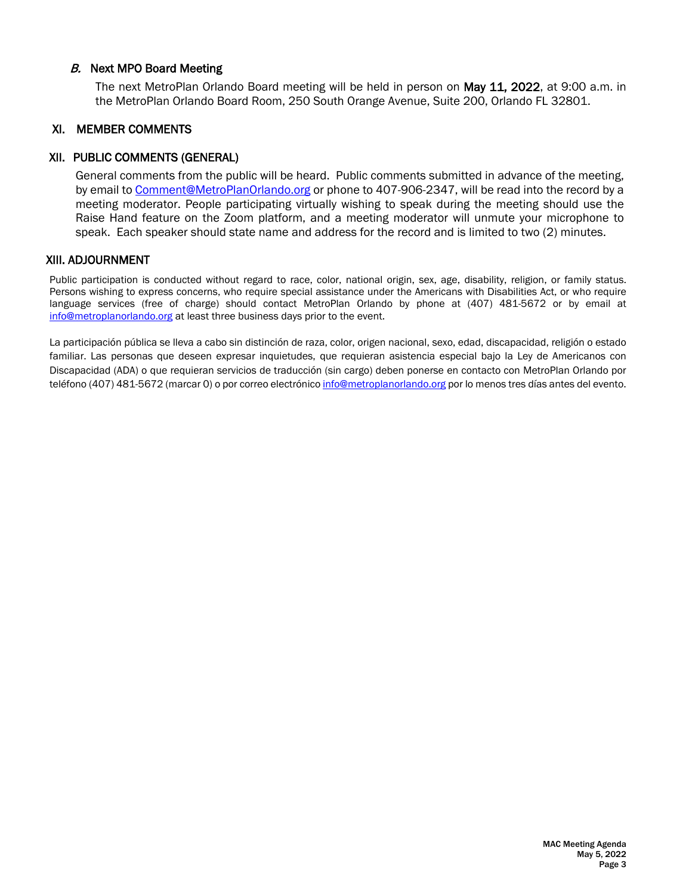### *B.* Next MPO Board Meeting

The next MetroPlan Orlando Board meeting will be held in person on **May 11, 2022**, at 9:00 a.m. in the MetroPlan Orlando Board Room, 250 South Orange Avenue, Suite 200, Orlando FL 32801.

## XI. MEMBER COMMENTS

## XII. PUBLIC COMMENTS (GENERAL)

General comments from the public will be heard. Public comments submitted in advance of the meeting, by email to Comment@MetroPlanOrlando.org or phone to 407-906-2347, will be read into the record by a meeting moderator. People participating virtually wishing to speak during the meeting should use the Raise Hand feature on the Zoom platform, and a meeting moderator will unmute your microphone to speak. Each speaker should state name and address for the record and is limited to two (2) minutes.

## XIII. ADJOURNMENT

Public participation is conducted without regard to race, color, national origin, sex, age, disability, religion, or family status. Persons wishing to express concerns, who require special assistance under the Americans with Disabilities Act, or who require language services (free of charge) should contact MetroPlan Orlando by phone at (407) 481-5672 or by email at info@metroplanorlando.org at least three business days prior to the event.

La participación pública se lleva a cabo sin distinción de raza, color, origen nacional, sexo, edad, discapacidad, religión o estado familiar. Las personas que deseen expresar inquietudes, que requieran asistencia especial bajo la Ley de Americanos con Discapacidad (ADA) o que requieran servicios de traducción (sin cargo) deben ponerse en contacto con MetroPlan Orlando por teléfono (407) 481-5672 (marcar 0) o por correo electrónico info@metroplanorlando.org por lo menos tres días antes del evento.